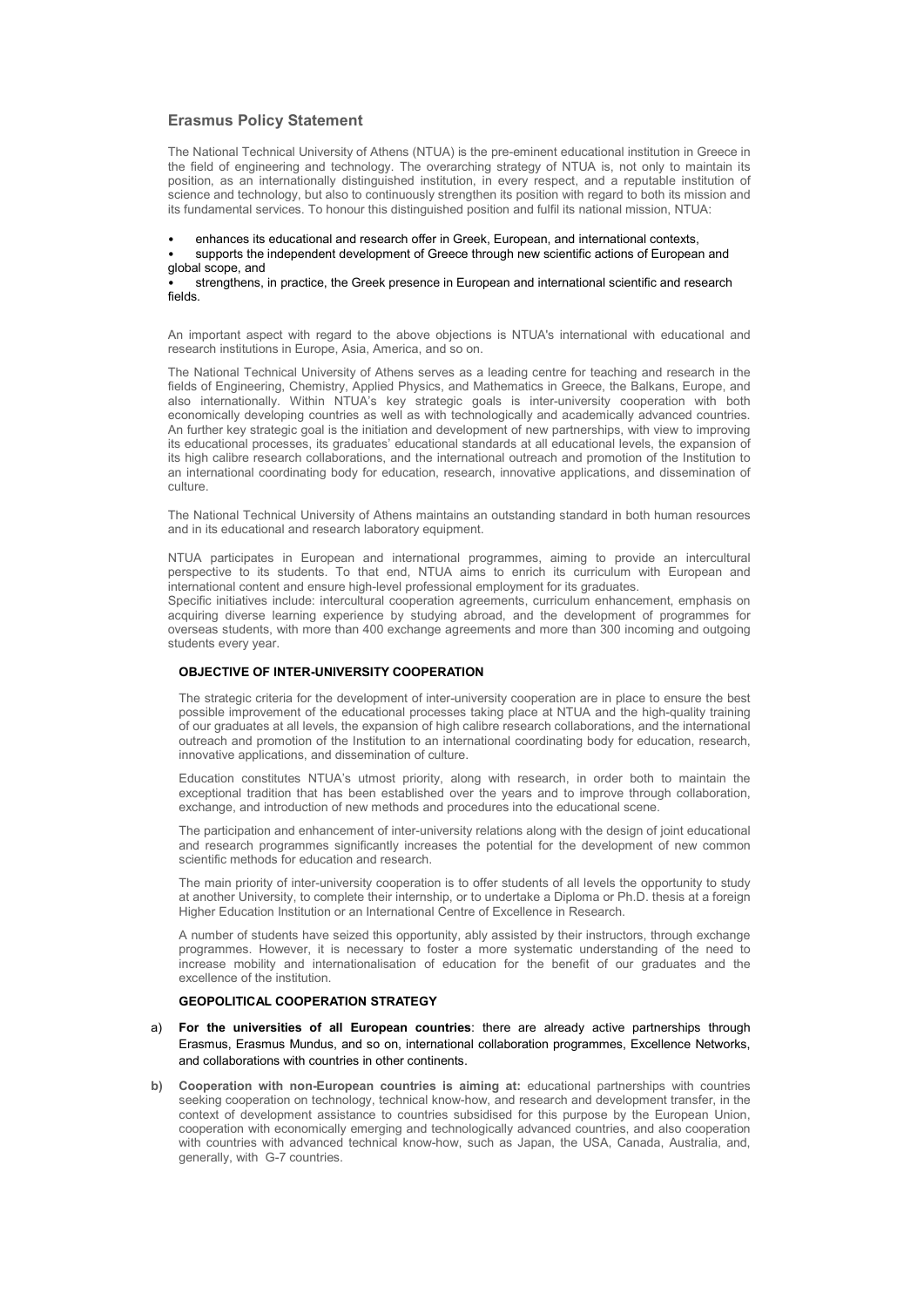## Erasmus Policy Statement

The National Technical University of Athens (NTUA) is the pre-eminent educational institution in Greece in the field of engineering and technology. The overarching strategy of NTUA is, not only to maintain its position, as an internationally distinguished institution, in every respect, and a reputable institution of science and technology, but also to continuously strengthen its position with regard to both its mission and its fundamental services. To honour this distinguished position and fulfil its national mission, NTUA:

- enhances its educational and research offer in Greek, European, and international contexts,
- supports the independent development of Greece through new scientific actions of European and global scope, and
- strengthens, in practice, the Greek presence in European and international scientific and research fields.

An important aspect with regard to the above objections is NTUA's international with educational and research institutions in Europe, Asia, America, and so on.

The National Technical University of Athens serves as a leading centre for teaching and research in the fields of Engineering, Chemistry, Applied Physics, and Mathematics in Greece, the Balkans, Europe, and also internationally. Within NTUA's key strategic goals is inter-university cooperation with both economically developing countries as well as with technologically and academically advanced countries. An further key strategic goal is the initiation and development of new partnerships, with view to improving its educational processes, its graduates' educational standards at all educational levels, the expansion of its high calibre research collaborations, and the international outreach and promotion of the Institution to an international coordinating body for education, research, innovative applications, and dissemination of culture.

The National Technical University of Athens maintains an outstanding standard in both human resources and in its educational and research laboratory equipment.

NTUA participates in European and international programmes, aiming to provide an intercultural perspective to its students. To that end, NTUA aims to enrich its curriculum with European and international content and ensure high-level professional employment for its graduates.
Specific initiatives include: intercultural cooperation agreements, curriculum enhancement, emphasis on acquiring diverse learning experience by studying abroad, and the development of programmes for overseas students, with more than 400 exchange agreements and more than 300 incoming and outgoing students every year.

### OBJECTIVE OF INTER-UNIVERSITY COOPERATION

The strategic criteria for the development of inter-university cooperation are in place to ensure the best possible improvement of the educational processes taking place at NTUA and the high-quality training of our graduates at all levels, the expansion of high calibre research collaborations, and the international outreach and promotion of the Institution to an international coordinating body for education, research, innovative applications, and dissemination of culture.

Education constitutes NTUA's utmost priority, along with research, in order both to maintain the exceptional tradition that has been established over the years and to improve through collaboration, exchange, and introduction of new methods and procedures into the educational scene.

The participation and enhancement of inter-university relations along with the design of joint educational and research programmes significantly increases the potential for the development of new common scientific methods for education and research.

The main priority of inter-university cooperation is to offer students of all levels the opportunity to study at another University, to complete their internship, or to undertake a Diploma or Ph.D. thesis at a foreign Higher Education Institution or an International Centre of Excellence in Research.

A number of students have seized this opportunity, ably assisted by their instructors, through exchange programmes. However, it is necessary to foster a more systematic understanding of the need to increase mobility and internationalisation of education for the benefit of our graduates and the excellence of the institution.

### GEOPOLITICAL COOPERATION STRATEGY

a) **For the universities of all European countries**: there are already active partnerships through Erasmus, Erasmus Mundus, and so on, international collaboration programmes, Excellence Networks, and collaborations with countries in other continents.

b) **Cooperation with non-European countries is aiming at:** educational partnerships with countries seeking cooperation on technology, technical know-how, and research and development transfer, in the context of development assistance to countries subsidised for this purpose by the European Union, cooperation with economically emerging and technologically advanced countries, and also cooperation with countries with advanced technical know-how, such as Japan, the USA, Canada, Australia, and, generally, with G-7 countries.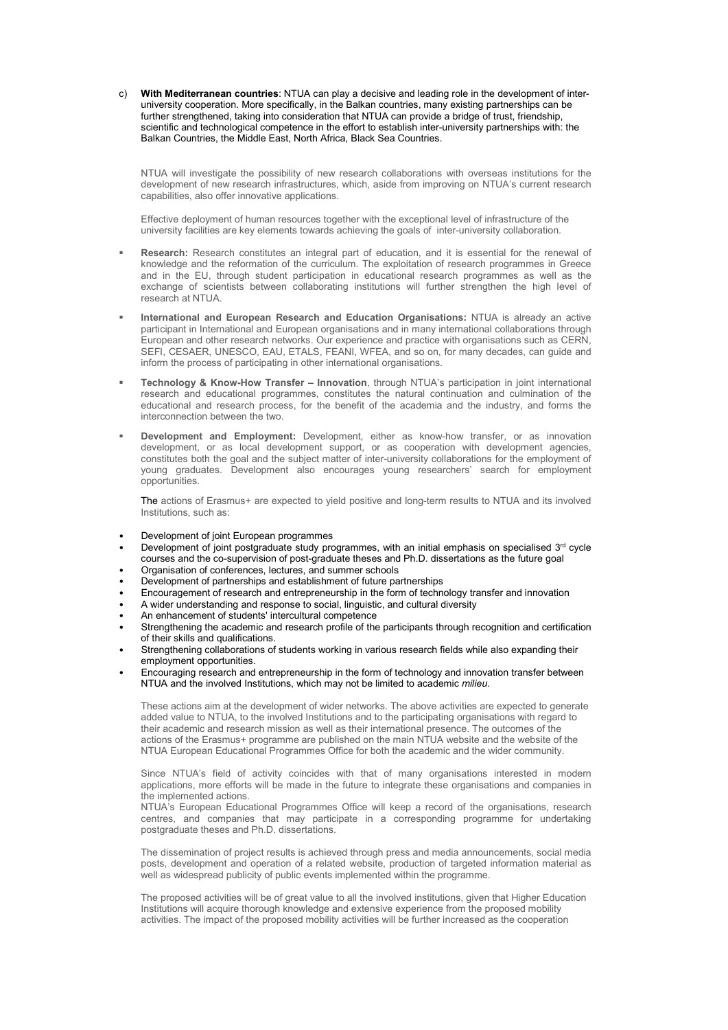c) **With Mediterranean countries**: NTUA can play a decisive and leading role in the development of inter-university cooperation. More specifically, in the Balkan countries, many existing partnerships can be further strengthened, taking into consideration that NTUA can provide a bridge of trust, friendship, scientific and technological competence in the effort to establish inter-university partnerships with: the Balkan Countries, the Middle East, North Africa, Black Sea Countries.

NTUA will investigate the possibility of new research collaborations with overseas institutions for the development of new research infrastructures, which, aside from improving on NTUA's current research capabilities, also offer innovative applications.

Effective deployment of human resources together with the exceptional level of infrastructure of the university facilities are key elements towards achieving the goals of inter-university collaboration.

- **Research:** Research constitutes an integral part of education, and it is essential for the renewal of knowledge and the reformation of the curriculum. The exploitation of research programmes in Greece and in the EU, through student participation in educational research programmes as well as the exchange of scientists between collaborating institutions will further strengthen the high level of research at NTUA.
- **International and European Research and Education Organisations:** NTUA is already an active participant in International and European organisations and in many international collaborations through European and other research networks. Our experience and practice with organisations such as CERN, SEFI, CESAER, UNESCO, EAU, ETALS, FEANI, WFEA, and so on, for many decades, can guide and inform the process of participating in other international organisations.
- **Technology & Know-How Transfer – Innovation**, through NTUA's participation in joint international research and educational programmes, constitutes the natural continuation and culmination of the educational and research process, for the benefit of the academia and the industry, and forms the interconnection between the two.
- **Development and Employment:** Development, either as know-how transfer, or as innovation development, or as local development support, or as cooperation with development agencies, constitutes both the goal and the subject matter of inter-university collaborations for the employment of young graduates. Development also encourages young researchers' search for employment opportunities.

The actions of Erasmus+ are expected to yield positive and long-term results to NTUA and its involved Institutions, such as:

- Development of joint European programmes
- Development of joint postgraduate study programmes, with an initial emphasis on specialised 3rd cycle courses and the co-supervision of post-graduate theses and Ph.D. dissertations as the future goal
- Organisation of conferences, lectures, and summer schools
- Development of partnerships and establishment of future partnerships
- Encouragement of research and entrepreneurship in the form of technology transfer and innovation
- A wider understanding and response to social, linguistic, and cultural diversity
- An enhancement of students' intercultural competence
- Strengthening the academic and research profile of the participants through recognition and certification of their skills and qualifications.
- Strengthening collaborations of students working in various research fields while also expanding their employment opportunities.
- Encouraging research and entrepreneurship in the form of technology and innovation transfer between NTUA and the involved Institutions, which may not be limited to academic *milieu.*

These actions aim at the development of wider networks. The above activities are expected to generate added value to NTUA, to the involved Institutions and to the participating organisations with regard to their academic and research mission as well as their international presence. The outcomes of the actions of the Erasmus+ programme are published on the main NTUA website and the website of the NTUA European Educational Programmes Office for both the academic and the wider community.

Since NTUA's field of activity coincides with that of many organisations interested in modern applications, more efforts will be made in the future to integrate these organisations and companies in the implemented actions.

NTUA's European Educational Programmes Office will keep a record of the organisations, research centres, and companies that may participate in a corresponding programme for undertaking postgraduate theses and Ph.D. dissertations.

The dissemination of project results is achieved through press and media announcements, social media posts, development and operation of a related website, production of targeted information material as well as widespread publicity of public events implemented within the programme.

The proposed activities will be of great value to all the involved institutions, given that Higher Education Institutions will acquire thorough knowledge and extensive experience from the proposed mobility activities. The impact of the proposed mobility activities will be further increased as the cooperation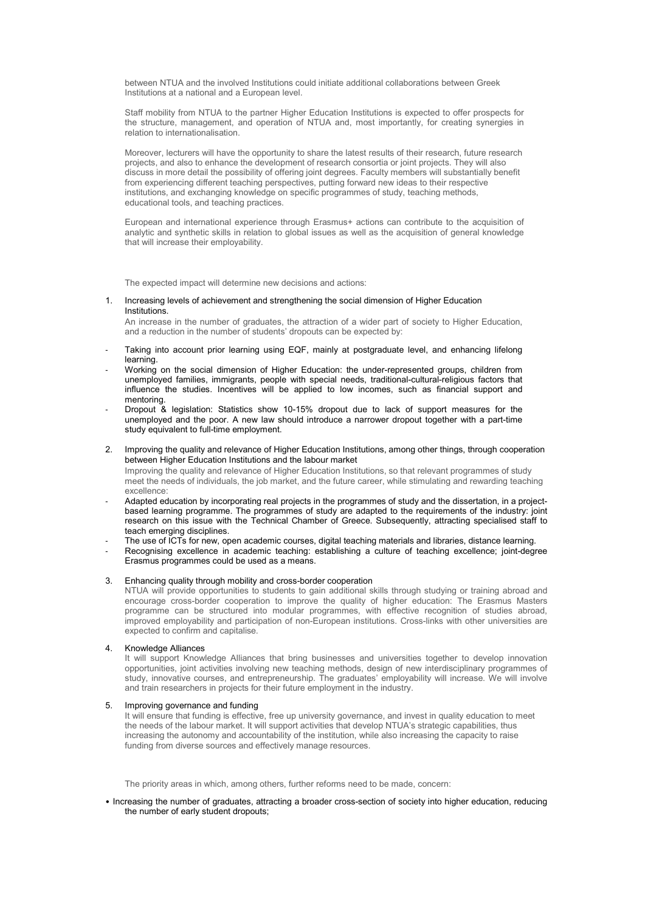between NTUA and the involved Institutions could initiate additional collaborations between Greek Institutions at a national and a European level.

Staff mobility from NTUA to the partner Higher Education Institutions is expected to offer prospects for the structure, management, and operation of NTUA and, most importantly, for creating synergies in relation to internationalisation.

Moreover, lecturers will have the opportunity to share the latest results of their research, future research projects, and also to enhance the development of research consortia or joint projects. They will also discuss in more detail the possibility of offering joint degrees. Faculty members will substantially benefit from experiencing different teaching perspectives, putting forward new ideas to their respective institutions, and exchanging knowledge on specific programmes of study, teaching methods, educational tools, and teaching practices.

European and international experience through Erasmus+ actions can contribute to the acquisition of analytic and synthetic skills in relation to global issues as well as the acquisition of general knowledge that will increase their employability.

The expected impact will determine new decisions and actions:

1. Increasing levels of achievement and strengthening the social dimension of Higher Education Institutions.

   An increase in the number of graduates, the attraction of a wider part of society to Higher Education, and a reduction in the number of students' dropouts can be expected by:

- Taking into account prior learning using EQF, mainly at postgraduate level, and enhancing lifelong learning.
- Working on the social dimension of Higher Education: the under-represented groups, children from unemployed families, immigrants, people with special needs, traditional-cultural-religious factors that influence the studies. Incentives will be applied to low incomes, such as financial support and mentoring.
- Dropout & legislation: Statistics show 10-15% dropout due to lack of support measures for the unemployed and the poor. A new law should introduce a narrower dropout together with a part-time study equivalent to full-time employment.

2. Improving the quality and relevance of Higher Education Institutions, among other things, through cooperation between Higher Education Institutions and the labour market

   Improving the quality and relevance of Higher Education Institutions, so that relevant programmes of study meet the needs of individuals, the job market, and the future career, while stimulating and rewarding teaching excellence:

- Adapted education by incorporating real projects in the programmes of study and the dissertation, in a project-based learning programme. The programmes of study are adapted to the requirements of the industry: joint research on this issue with the Technical Chamber of Greece. Subsequently, attracting specialised staff to teach emerging disciplines.
- The use of ICTs for new, open academic courses, digital teaching materials and libraries, distance learning.
- Recognising excellence in academic teaching: establishing a culture of teaching excellence; joint-degree Erasmus programmes could be used as a means.

3. Enhancing quality through mobility and cross-border cooperation

   NTUA will provide opportunities to students to gain additional skills through studying or training abroad and encourage cross-border cooperation to improve the quality of higher education: The Erasmus Masters programme can be structured into modular programmes, with effective recognition of studies abroad, improved employability and participation of non-European institutions. Cross-links with other universities are expected to confirm and capitalise.

4. Knowledge Alliances

   It will support Knowledge Alliances that bring businesses and universities together to develop innovation opportunities, joint activities involving new teaching methods, design of new interdisciplinary programmes of study, innovative courses, and entrepreneurship. The graduates' employability will increase. We will involve and train researchers in projects for their future employment in the industry.

5. Improving governance and funding

   It will ensure that funding is effective, free up university governance, and invest in quality education to meet the needs of the labour market. It will support activities that develop NTUA's strategic capabilities, thus increasing the autonomy and accountability of the institution, while also increasing the capacity to raise funding from diverse sources and effectively manage resources.

The priority areas in which, among others, further reforms need to be made, concern:

- Increasing the number of graduates, attracting a broader cross-section of society into higher education, reducing the number of early student dropouts;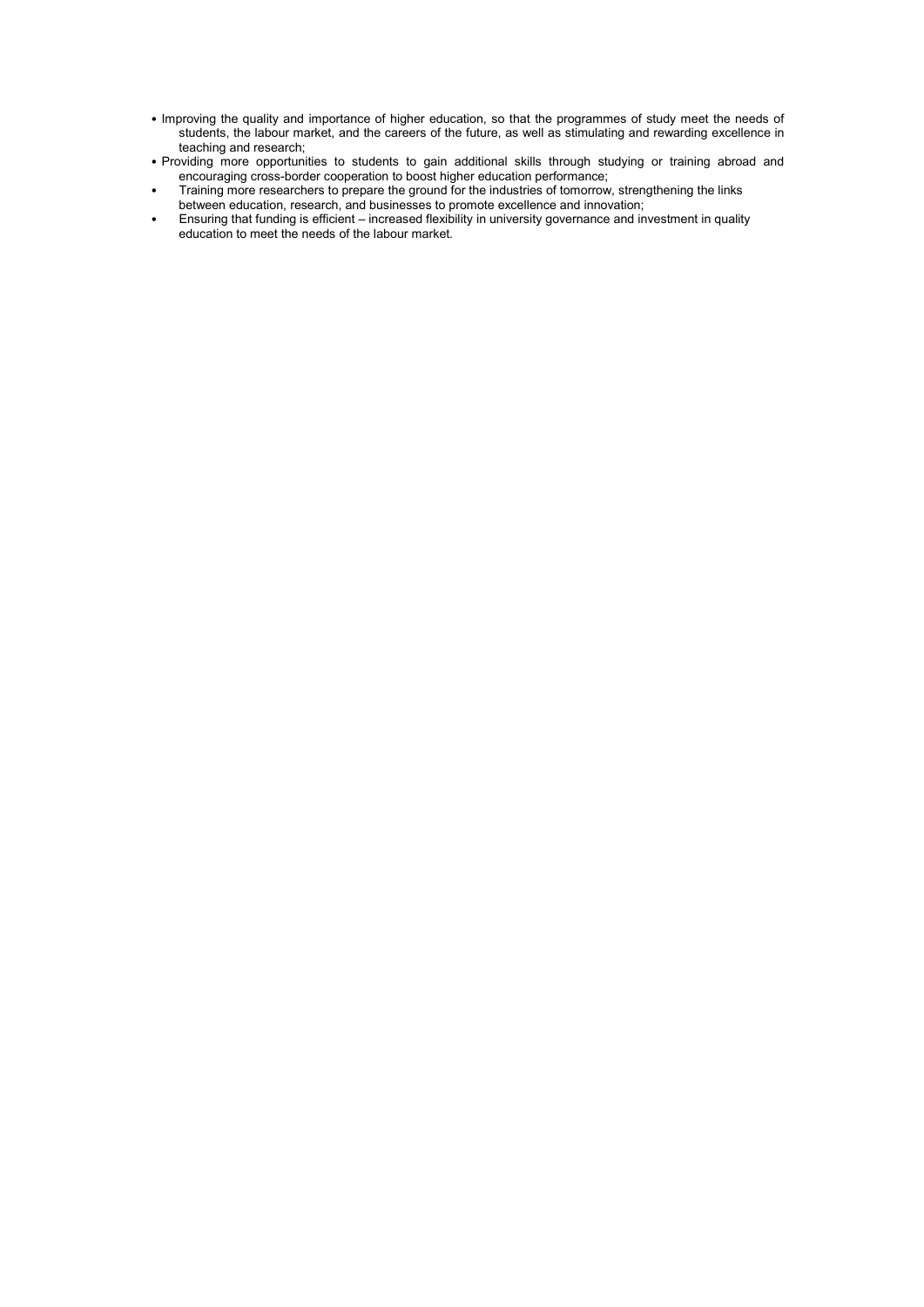- Improving the quality and importance of higher education, so that the programmes of study meet the needs of students, the labour market, and the careers of the future, as well as stimulating and rewarding excellence in teaching and research;
- Providing more opportunities to students to gain additional skills through studying or training abroad and encouraging cross-border cooperation to boost higher education performance;
- Training more researchers to prepare the ground for the industries of tomorrow, strengthening the links between education, research, and businesses to promote excellence and innovation;
- Ensuring that funding is efficient – increased flexibility in university governance and investment in quality education to meet the needs of the labour market.